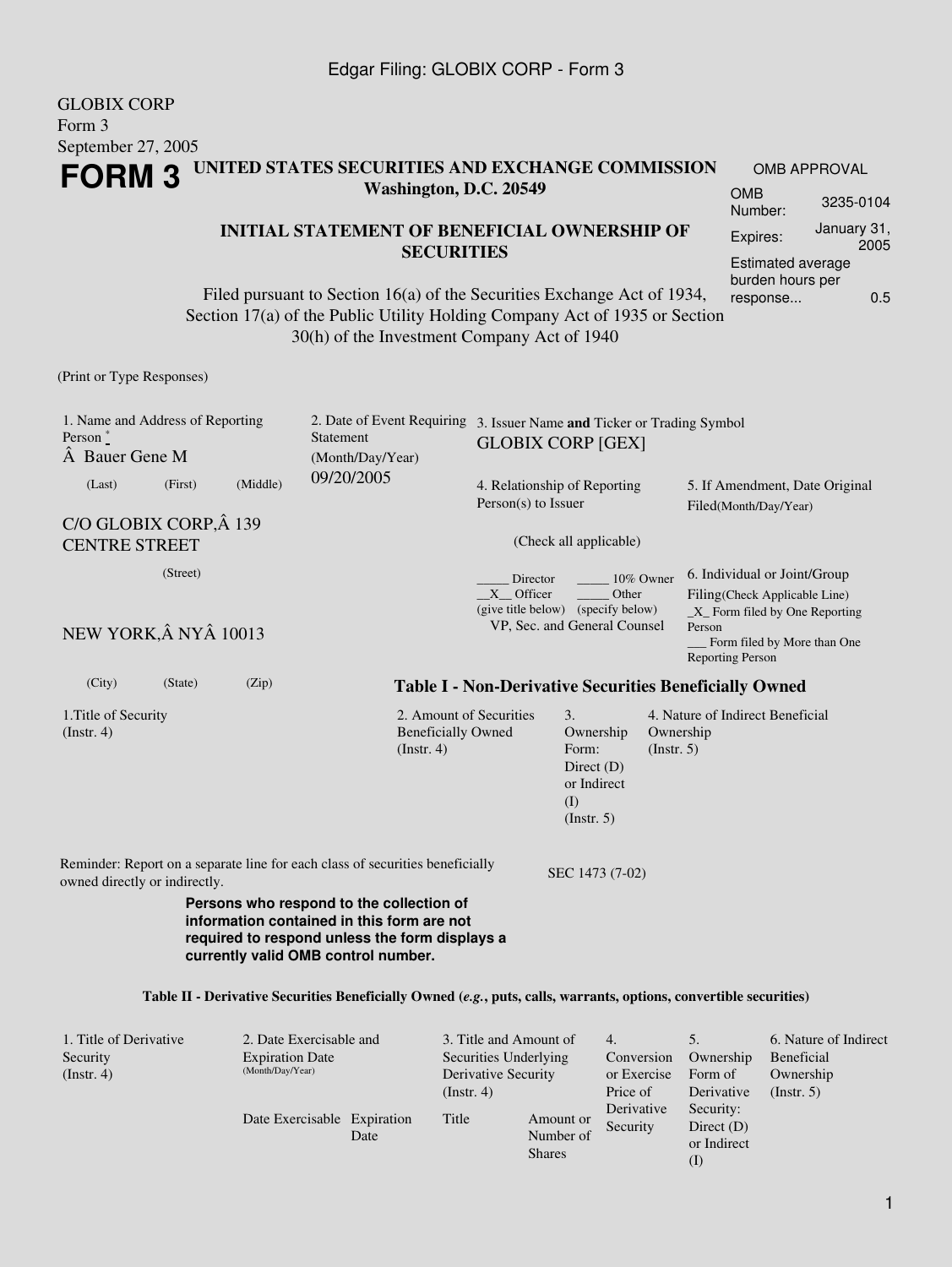GLOBIX CORP
Form 3
September 27, 2005

# FORM 3

**UNITED STATES SECURITIES AND EXCHANGE COMMISSION**
**Washington, D.C. 20549**

**INITIAL STATEMENT OF BENEFICIAL OWNERSHIP OF SECURITIES**

Filed pursuant to Section 16(a) of the Securities Exchange Act of 1934, Section 17(a) of the Public Utility Holding Company Act of 1935 or Section 30(h) of the Investment Company Act of 1940

| OMB APPROVAL | |
|---|---|
| OMB Number: | 3235-0104 |
| Expires: | January 31, 2005 |
| Estimated average burden hours per response... | 0.5 |

(Print or Type Responses)

1. Name and Address of Reporting Person *
Â Bauer Gene M
(Last) (First) (Middle)

C/O GLOBIX CORP,Â 139 CENTRE STREET
(Street)

NEW YORK,Â NYÂ 10013
(City) (State) (Zip)

2. Date of Event Requiring Statement (Month/Day/Year)
09/20/2005

3. Issuer Name **and** Ticker or Trading Symbol
GLOBIX CORP [GEX]

4. Relationship of Reporting Person(s) to Issuer
(Check all applicable)
_____ Director _____ 10% Owner
__X__ Officer (give title below) _____ Other (specify below)
VP, Sec. and General Counsel

5. If Amendment, Date Original Filed(Month/Day/Year)

6. Individual or Joint/Group Filing(Check Applicable Line)
_X_ Form filed by One Reporting Person
___ Form filed by More than One Reporting Person

### Table I - Non-Derivative Securities Beneficially Owned

| 1.Title of Security (Instr. 4) | 2. Amount of Securities Beneficially Owned (Instr. 4) | 3. Ownership Form: Direct (D) or Indirect (I) (Instr. 5) | 4. Nature of Indirect Beneficial Ownership (Instr. 5) |
|---|---|---|---|

Reminder: Report on a separate line for each class of securities beneficially owned directly or indirectly.

**Persons who respond to the collection of information contained in this form are not required to respond unless the form displays a currently valid OMB control number.**

SEC 1473 (7-02)

### Table II - Derivative Securities Beneficially Owned (*e.g.*, puts, calls, warrants, options, convertible securities)

| 1. Title of Derivative Security (Instr. 4) | 2. Date Exercisable and Expiration Date (Month/Day/Year) | | 3. Title and Amount of Securities Underlying Derivative Security (Instr. 4) | | 4. Conversion or Exercise Price of Derivative Security | 5. Ownership Form of Derivative Security: Direct (D) or Indirect (I) | 6. Nature of Indirect Beneficial Ownership (Instr. 5) |
|---|---|---|---|---|---|---|---|
| | Date Exercisable | Expiration Date | Title | Amount or Number of Shares | | | |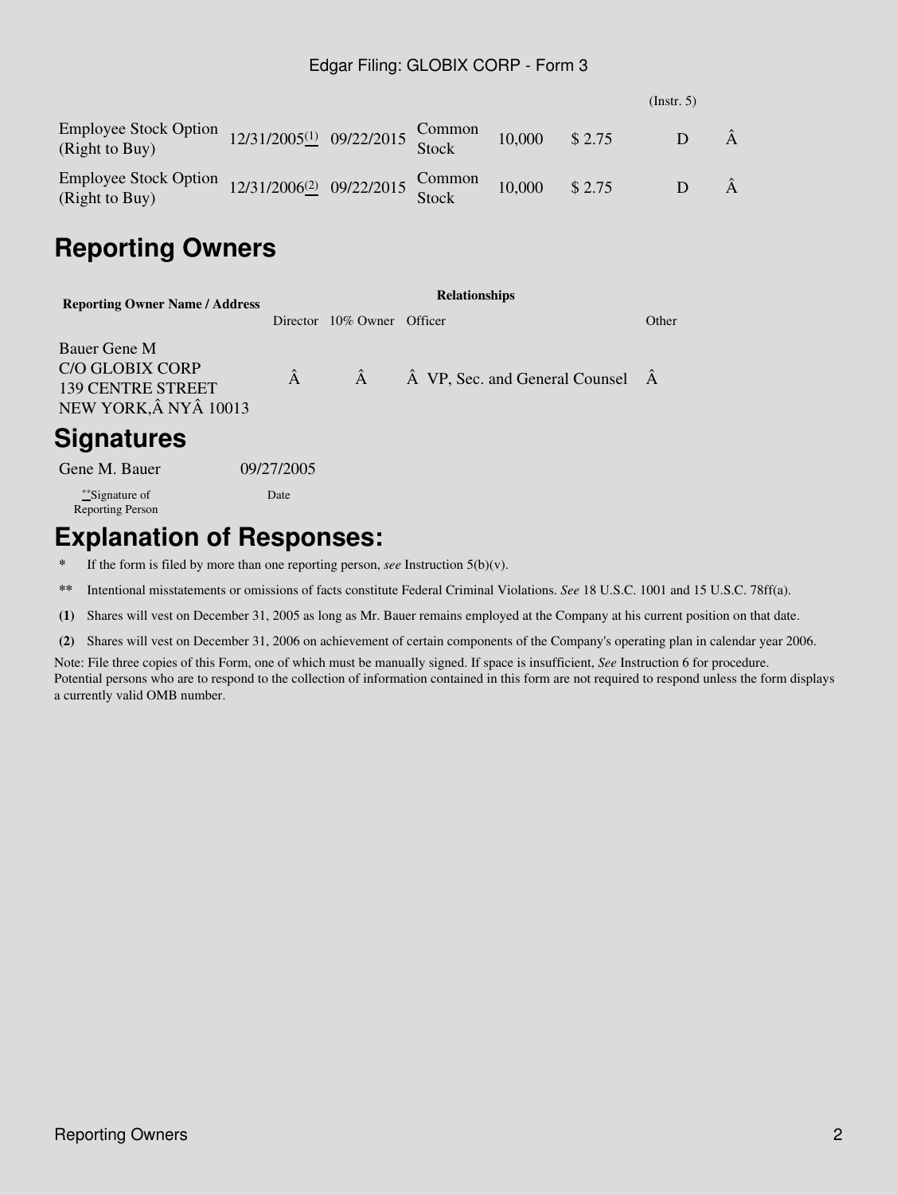| | | | | | | | |
|---|---|---|---|---|---|---|---|
| | | | | | | (Instr. 5) | |
| Employee Stock Option (Right to Buy) | 12/31/2005 [(1)] | 09/22/2015 | Common Stock | 10,000 | $ 2.75 | D | Â |
| Employee Stock Option (Right to Buy) | 12/31/2006 [(2)] | 09/22/2015 | Common Stock | 10,000 | $ 2.75 | D | Â |

# Reporting Owners

| Reporting Owner Name / Address | Relationships | | | |
|---|---|---|---|---|
| | Director | 10% Owner | Officer | Other |
| Bauer Gene M<br>C/O GLOBIX CORP<br>139 CENTRE STREET<br>NEW YORK, Â NYÂ 10013 | Â | Â | Â VP, Sec. and General Counsel | Â |

# Signatures

| | |
|---|---|
| Gene M. Bauer | 09/27/2005 |
| **Signature of Reporting Person | Date |

# Explanation of Responses:

\* If the form is filed by more than one reporting person, *see* Instruction 5(b)(v).

** Intentional misstatements or omissions of facts constitute Federal Criminal Violations. *See* 18 U.S.C. 1001 and 15 U.S.C. 78ff(a).

**(1)** Shares will vest on December 31, 2005 as long as Mr. Bauer remains employed at the Company at his current position on that date.

**(2)** Shares will vest on December 31, 2006 on achievement of certain components of the Company's operating plan in calendar year 2006.

Note: File three copies of this Form, one of which must be manually signed. If space is insufficient, *See* Instruction 6 for procedure.
Potential persons who are to respond to the collection of information contained in this form are not required to respond unless the form displays a currently valid OMB number.